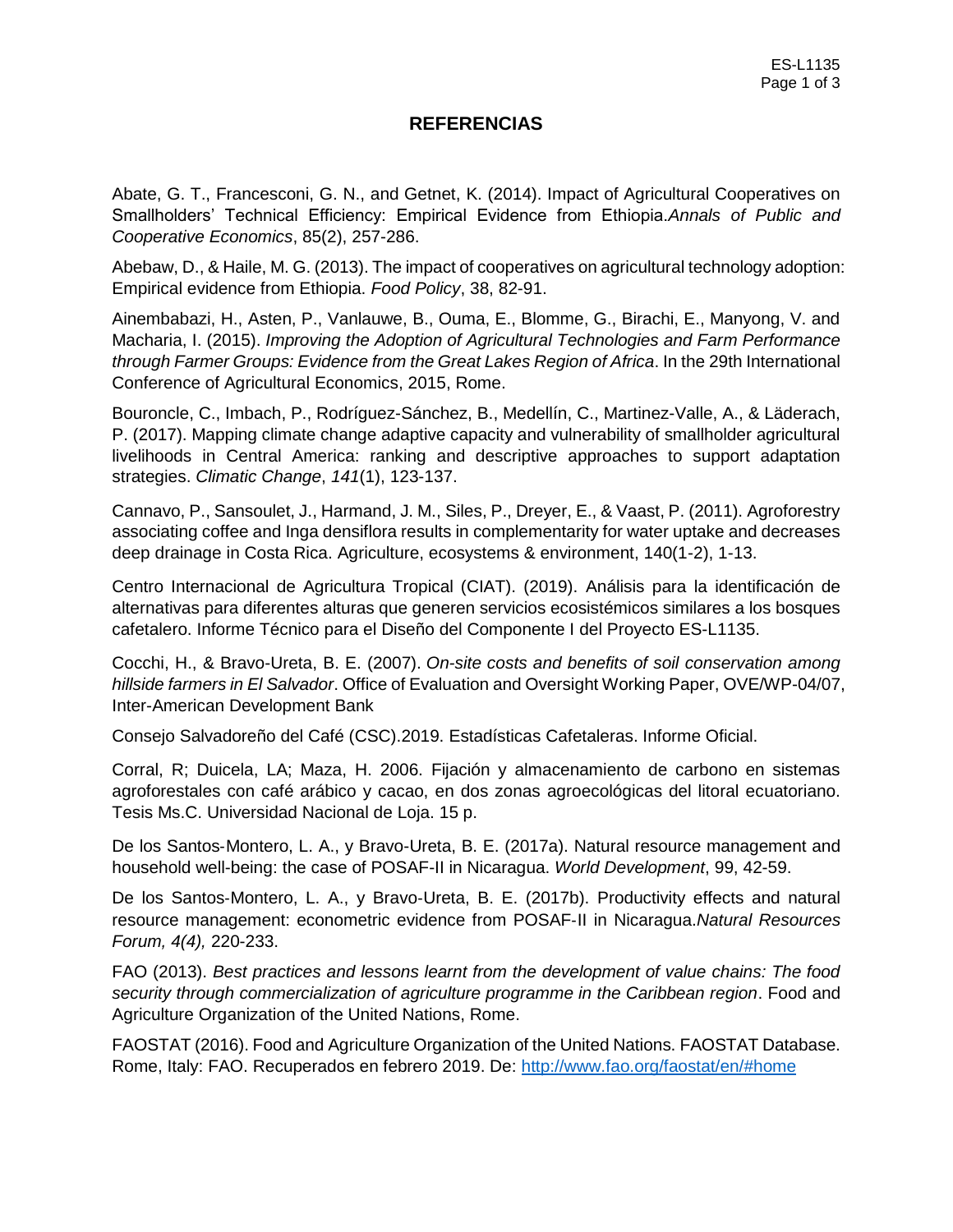# REFERENCIAS

Abate, G. T., Francesconi, G. N., and Getnet, K. (2014). Impact of Agricultural Cooperatives on Smallholders' Technical Efficiency: Empirical Evidence from Ethiopia.*Annals of Public and Cooperative Economics*, 85(2), 257-286.

Abebaw, D., & Haile, M. G. (2013). The impact of cooperatives on agricultural technology adoption: Empirical evidence from Ethiopia. *Food Policy*, 38, 82-91.

Ainembabazi, H., Asten, P., Vanlauwe, B., Ouma, E., Blomme, G., Birachi, E., Manyong, V. and Macharia, I. (2015). *Improving the Adoption of Agricultural Technologies and Farm Performance through Farmer Groups: Evidence from the Great Lakes Region of Africa*. In the 29th International Conference of Agricultural Economics, 2015, Rome.

Bouroncle, C., Imbach, P., Rodríguez-Sánchez, B., Medellín, C., Martinez-Valle, A., & Läderach, P. (2017). Mapping climate change adaptive capacity and vulnerability of smallholder agricultural livelihoods in Central America: ranking and descriptive approaches to support adaptation strategies. *Climatic Change*, *141*(1), 123-137.

Cannavo, P., Sansoulet, J., Harmand, J. M., Siles, P., Dreyer, E., & Vaast, P. (2011). Agroforestry associating coffee and Inga densiflora results in complementarity for water uptake and decreases deep drainage in Costa Rica. Agriculture, ecosystems & environment, 140(1-2), 1-13.

Centro Internacional de Agricultura Tropical (CIAT). (2019). Análisis para la identificación de alternativas para diferentes alturas que generen servicios ecosistémicos similares a los bosques cafetalero. Informe Técnico para el Diseño del Componente I del Proyecto ES-L1135.

Cocchi, H., & Bravo-Ureta, B. E. (2007). *On-site costs and benefits of soil conservation among hillside farmers in El Salvador*. Office of Evaluation and Oversight Working Paper, OVE/WP-04/07, Inter-American Development Bank

Consejo Salvadoreño del Café (CSC).2019. Estadísticas Cafetaleras. Informe Oficial.

Corral, R; Duicela, LA; Maza, H. 2006. Fijación y almacenamiento de carbono en sistemas agroforestales con café arábico y cacao, en dos zonas agroecológicas del litoral ecuatoriano. Tesis Ms.C. Universidad Nacional de Loja. 15 p.

De los Santos-Montero, L. A., y Bravo-Ureta, B. E. (2017a). Natural resource management and household well-being: the case of POSAF-II in Nicaragua. *World Development*, 99, 42-59.

De los Santos-Montero, L. A., y Bravo-Ureta, B. E. (2017b). Productivity effects and natural resource management: econometric evidence from POSAF-II in Nicaragua.*Natural Resources Forum, 4(4),* 220-233.

FAO (2013). *Best practices and lessons learnt from the development of value chains: The food security through commercialization of agriculture programme in the Caribbean region*. Food and Agriculture Organization of the United Nations, Rome.

FAOSTAT (2016). Food and Agriculture Organization of the United Nations. FAOSTAT Database. Rome, Italy: FAO. Recuperados en febrero 2019. De: http://www.fao.org/faostat/en/#home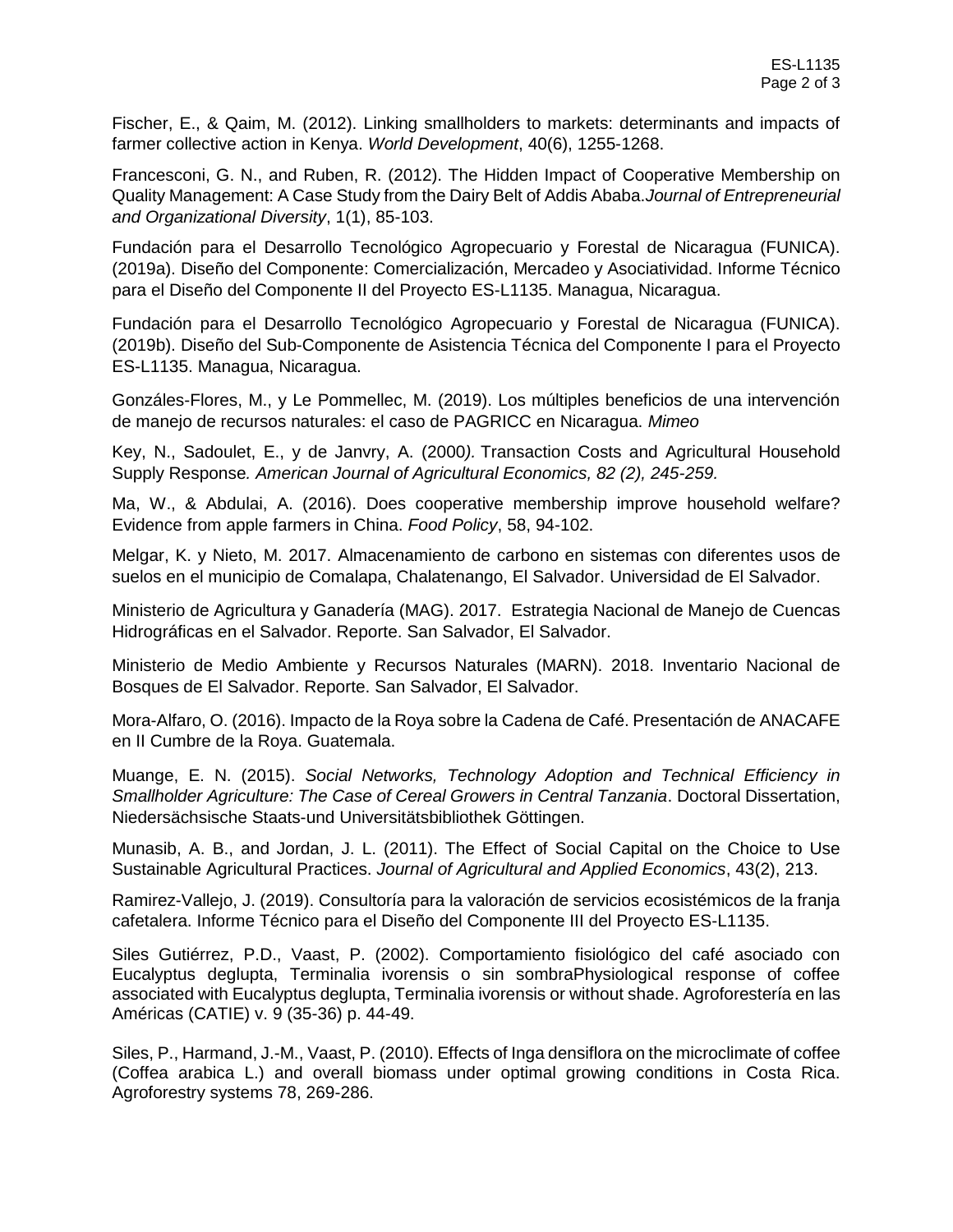Fischer, E., & Qaim, M. (2012). Linking smallholders to markets: determinants and impacts of farmer collective action in Kenya. *World Development*, 40(6), 1255-1268.

Francesconi, G. N., and Ruben, R. (2012). The Hidden Impact of Cooperative Membership on Quality Management: A Case Study from the Dairy Belt of Addis Ababa.*Journal of Entrepreneurial and Organizational Diversity*, 1(1), 85-103.

Fundación para el Desarrollo Tecnológico Agropecuario y Forestal de Nicaragua (FUNICA). (2019a). Diseño del Componente: Comercialización, Mercadeo y Asociatividad. Informe Técnico para el Diseño del Componente II del Proyecto ES-L1135. Managua, Nicaragua.

Fundación para el Desarrollo Tecnológico Agropecuario y Forestal de Nicaragua (FUNICA). (2019b). Diseño del Sub-Componente de Asistencia Técnica del Componente I para el Proyecto ES-L1135. Managua, Nicaragua.

Gonzáles-Flores, M., y Le Pommellec, M. (2019). Los múltiples beneficios de una intervención de manejo de recursos naturales: el caso de PAGRICC en Nicaragua. *Mimeo*

Key, N., Sadoulet, E., y de Janvry, A. (2000*).* Transaction Costs and Agricultural Household Supply Response*. American Journal of Agricultural Economics, 82 (2), 245-259.*

Ma, W., & Abdulai, A. (2016). Does cooperative membership improve household welfare? Evidence from apple farmers in China. *Food Policy*, 58, 94-102.

Melgar, K. y Nieto, M. 2017. Almacenamiento de carbono en sistemas con diferentes usos de suelos en el municipio de Comalapa, Chalatenango, El Salvador. Universidad de El Salvador.

Ministerio de Agricultura y Ganadería (MAG). 2017. Estrategia Nacional de Manejo de Cuencas Hidrográficas en el Salvador. Reporte. San Salvador, El Salvador.

Ministerio de Medio Ambiente y Recursos Naturales (MARN). 2018. Inventario Nacional de Bosques de El Salvador. Reporte. San Salvador, El Salvador.

Mora-Alfaro, O. (2016). Impacto de la Roya sobre la Cadena de Café. Presentación de ANACAFE en II Cumbre de la Roya. Guatemala.

Muange, E. N. (2015). *Social Networks, Technology Adoption and Technical Efficiency in Smallholder Agriculture: The Case of Cereal Growers in Central Tanzania*. Doctoral Dissertation, Niedersächsische Staats-und Universitätsbibliothek Göttingen.

Munasib, A. B., and Jordan, J. L. (2011). The Effect of Social Capital on the Choice to Use Sustainable Agricultural Practices. *Journal of Agricultural and Applied Economics*, 43(2), 213.

Ramirez-Vallejo, J. (2019). Consultoría para la valoración de servicios ecosistémicos de la franja cafetalera. Informe Técnico para el Diseño del Componente III del Proyecto ES-L1135.

Siles Gutiérrez, P.D., Vaast, P. (2002). Comportamiento fisiológico del café asociado con Eucalyptus deglupta, Terminalia ivorensis o sin sombraPhysiological response of coffee associated with Eucalyptus deglupta, Terminalia ivorensis or without shade. Agroforestería en las Américas (CATIE) v. 9 (35-36) p. 44-49.

Siles, P., Harmand, J.-M., Vaast, P. (2010). Effects of Inga densiflora on the microclimate of coffee (Coffea arabica L.) and overall biomass under optimal growing conditions in Costa Rica. Agroforestry systems 78, 269-286.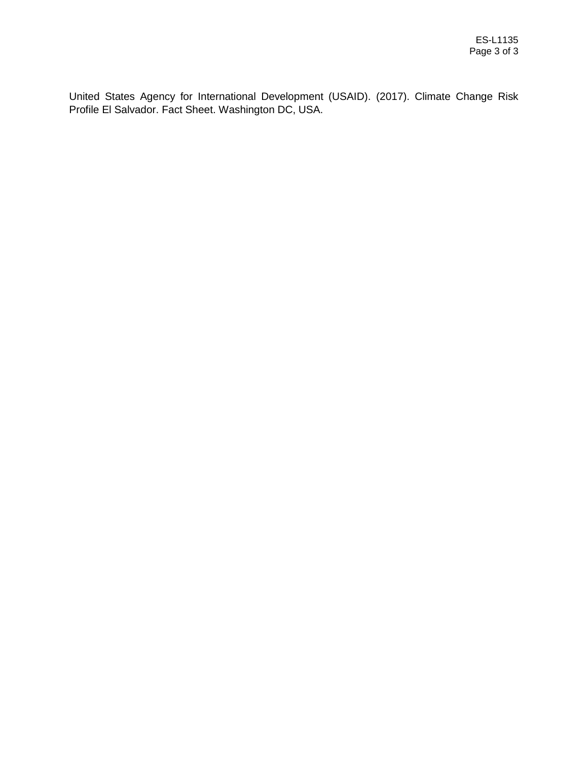United States Agency for International Development (USAID). (2017). Climate Change Risk Profile El Salvador. Fact Sheet. Washington DC, USA.